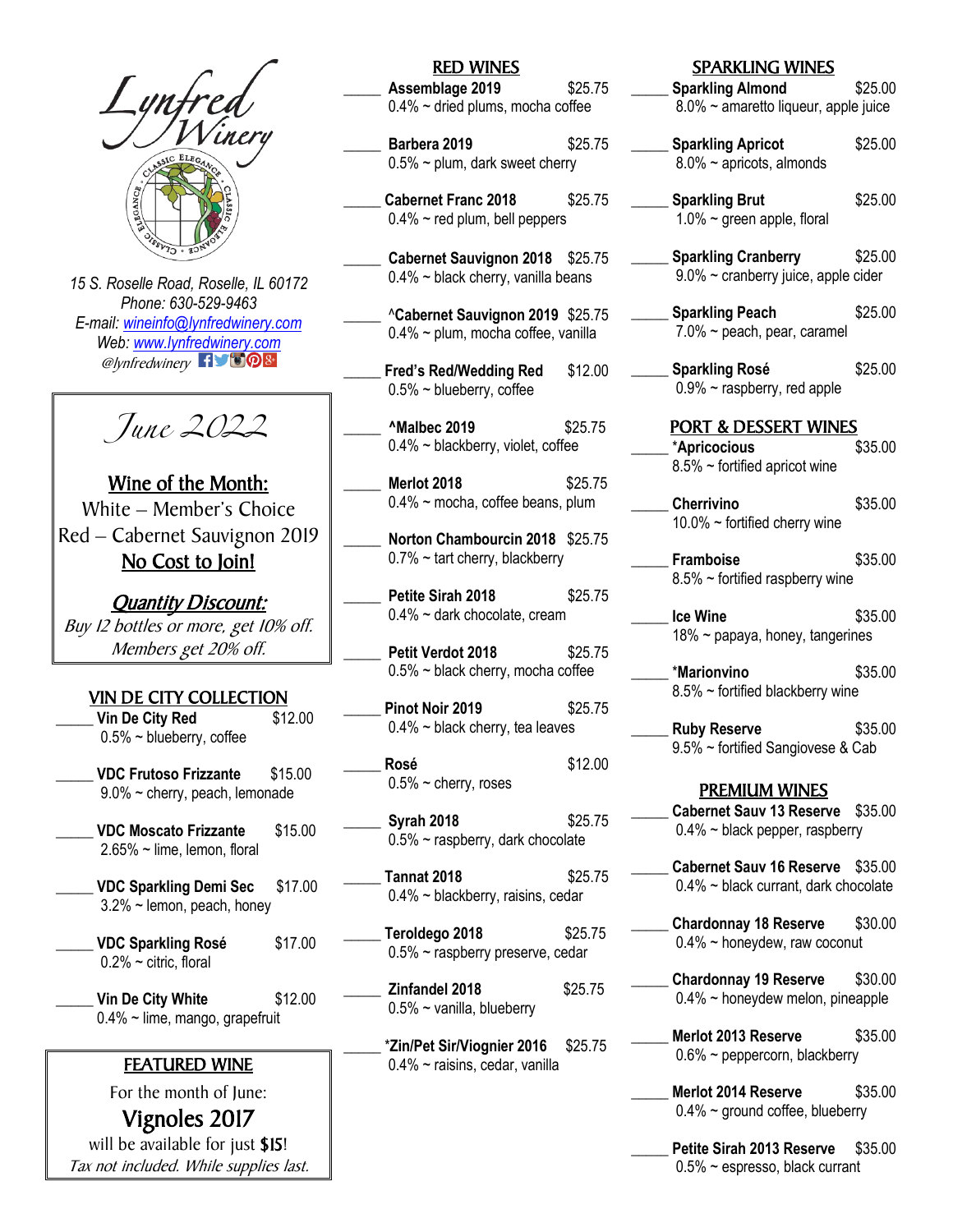# Lynfred Winery

15 S. Roselle Road, Roselle, IL 60172
Phone: 630-529-9463
E-mail: wineinfo@lynfredwinery.com
Web: www.lynfredwinery.com
@lynfredwinery

## June 2022

**Wine of the Month:**
White – Member's Choice
Red – Cabernet Sauvignon 2019
**No Cost to Join!**

***Quantity Discount:***
*Buy 12 bottles or more, get 10% off.*
*Members get 20% off.*

## VIN DE CITY COLLECTION

_____ **Vin De City Red** $12.00
0.5% ~ blueberry, coffee

_____ **VDC Frutoso Frizzante** $15.00
9.0% ~ cherry, peach, lemonade

_____ **VDC Moscato Frizzante** $15.00
2.65% ~ lime, lemon, floral

_____ **VDC Sparkling Demi Sec** $17.00
3.2% ~ lemon, peach, honey

_____ **VDC Sparkling Rosé** $17.00
0.2% ~ citric, floral

_____ **Vin De City White** $12.00
0.4% ~ lime, mango, grapefruit

## FEATURED WINE

For the month of June:
**Vignoles 2017**
will be available for just **$15**!
*Tax not included. While supplies last.*

## RED WINES

_____ **Assemblage 2019** $25.75
0.4% ~ dried plums, mocha coffee

_____ **Barbera 2019** $25.75
0.5% ~ plum, dark sweet cherry

_____ **Cabernet Franc 2018** $25.75
0.4% ~ red plum, bell peppers

_____ **Cabernet Sauvignon 2018** $25.75
0.4% ~ black cherry, vanilla beans

_____ **^Cabernet Sauvignon 2019** $25.75
0.4% ~ plum, mocha coffee, vanilla

_____ **Fred's Red/Wedding Red** $12.00
0.5% ~ blueberry, coffee

_____ **^Malbec 2019** $25.75
0.4% ~ blackberry, violet, coffee

_____ **Merlot 2018** $25.75
0.4% ~ mocha, coffee beans, plum

_____ **Norton Chambourcin 2018** $25.75
0.7% ~ tart cherry, blackberry

_____ **Petite Sirah 2018** $25.75
0.4% ~ dark chocolate, cream

_____ **Petit Verdot 2018** $25.75
0.5% ~ black cherry, mocha coffee

_____ **Pinot Noir 2019** $25.75
0.4% ~ black cherry, tea leaves

_____ **Rosé** $12.00
0.5% ~ cherry, roses

_____ **Syrah 2018** $25.75
0.5% ~ raspberry, dark chocolate

_____ **Tannat 2018** $25.75
0.4% ~ blackberry, raisins, cedar

_____ **Teroldego 2018** $25.75
0.5% ~ raspberry preserve, cedar

_____ **Zinfandel 2018** $25.75
0.5% ~ vanilla, blueberry

_____ ***Zin/Pet Sir/Viognier 2016** $25.75
0.4% ~ raisins, cedar, vanilla

## SPARKLING WINES

_____ **Sparkling Almond** $25.00
8.0% ~ amaretto liqueur, apple juice

_____ **Sparkling Apricot** $25.00
8.0% ~ apricots, almonds

_____ **Sparkling Brut** $25.00
1.0% ~ green apple, floral

_____ **Sparkling Cranberry** $25.00
9.0% ~ cranberry juice, apple cider

_____ **Sparkling Peach** $25.00
7.0% ~ peach, pear, caramel

_____ **Sparkling Rosé** $25.00
0.9% ~ raspberry, red apple

## PORT & DESSERT WINES

_____ ***Apricocious** $35.00
8.5% ~ fortified apricot wine

_____ **Cherrivino** $35.00
10.0% ~ fortified cherry wine

_____ **Framboise** $35.00
8.5% ~ fortified raspberry wine

_____ **Ice Wine** $35.00
18% ~ papaya, honey, tangerines

_____ ***Marionvino** $35.00
8.5% ~ fortified blackberry wine

_____ **Ruby Reserve** $35.00
9.5% ~ fortified Sangiovese & Cab

## PREMIUM WINES

_____ **Cabernet Sauv 13 Reserve** $35.00
0.4% ~ black pepper, raspberry

_____ **Cabernet Sauv 16 Reserve** $35.00
0.4% ~ black currant, dark chocolate

_____ **Chardonnay 18 Reserve** $30.00
0.4% ~ honeydew, raw coconut

_____ **Chardonnay 19 Reserve** $30.00
0.4% ~ honeydew melon, pineapple

_____ **Merlot 2013 Reserve** $35.00
0.6% ~ peppercorn, blackberry

_____ **Merlot 2014 Reserve** $35.00
0.4% ~ ground coffee, blueberry

_____ **Petite Sirah 2013 Reserve** $35.00
0.5% ~ espresso, black currant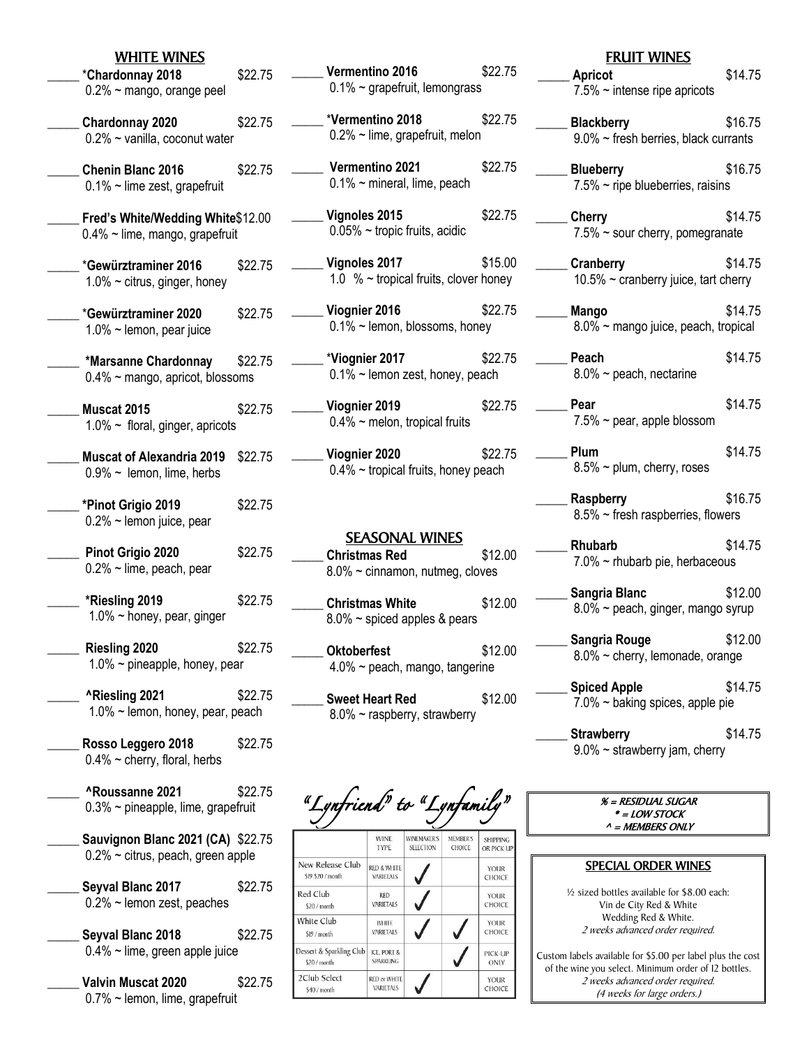## WHITE WINES

_____ *Chardonnay 2018 $22.75
0.2% ~ mango, orange peel

_____ **Chardonnay 2020** $22.75
0.2% ~ vanilla, coconut water

_____ **Chenin Blanc 2016** $22.75
0.1% ~ lime zest, grapefruit

_____ **Fred's White/Wedding White** $12.00
0.4% ~ lime, mango, grapefruit

_____ *Gewürztraminer 2016 $22.75
1.0% ~ citrus, ginger, honey

_____ *Gewürztraminer 2020 $22.75
1.0% ~ lemon, pear juice

_____ ***Marsanne Chardonnay** $22.75
0.4% ~ mango, apricot, blossoms

_____ **Muscat 2015** $22.75
1.0% ~ floral, ginger, apricots

_____ **Muscat of Alexandria 2019** $22.75
0.9% ~ lemon, lime, herbs

_____ ***Pinot Grigio 2019** $22.75
0.2% ~ lemon juice, pear

_____ **Pinot Grigio 2020** $22.75
0.2% ~ lime, peach, pear

_____ ***Riesling 2019** $22.75
1.0% ~ honey, pear, ginger

_____ **Riesling 2020** $22.75
1.0% ~ pineapple, honey, pear

_____ **^Riesling 2021** $22.75
1.0% ~ lemon, honey, pear, peach

_____ **Rosso Leggero 2018** $22.75
0.4% ~ cherry, floral, herbs

_____ **^Roussanne 2021** $22.75
0.3% ~ pineapple, lime, grapefruit

_____ **Sauvignon Blanc 2021 (CA)** $22.75
0.2% ~ citrus, peach, green apple

_____ **Seyval Blanc 2017** $22.75
0.2% ~ lemon zest, peaches

_____ **Seyval Blanc 2018** $22.75
0.4% ~ lime, green apple juice

_____ **Valvin Muscat 2020** $22.75
0.7% ~ lemon, lime, grapefruit

_____ **Vermentino 2016** $22.75
0.1% ~ grapefruit, lemongrass

_____ *Vermentino 2018 $22.75
0.2% ~ lime, grapefruit, melon

_____ **Vermentino 2021** $22.75
0.1% ~ mineral, lime, peach

_____ **Vignoles 2015** $22.75
0.05% ~ tropic fruits, acidic

_____ **Vignoles 2017** $15.00
1.0 % ~ tropical fruits, clover honey

_____ **Viognier 2016** $22.75
0.1% ~ lemon, blossoms, honey

_____ *Viognier 2017 $22.75
0.1% ~ lemon zest, honey, peach

_____ **Viognier 2019** $22.75
0.4% ~ melon, tropical fruits

_____ **Viognier 2020** $22.75
0.4% ~ tropical fruits, honey peach

## SEASONAL WINES

_____ **Christmas Red** $12.00
8.0% ~ cinnamon, nutmeg, cloves

_____ **Christmas White** $12.00
8.0% ~ spiced apples & pears

_____ **Oktoberfest** $12.00
4.0% ~ peach, mango, tangerine

_____ **Sweet Heart Red** $12.00
8.0% ~ raspberry, strawberry

## "Lynfriend" to "Lynfamily"

| | WINE TYPE | WINEMAKER'S SELECTION | MEMBER'S CHOICE | SHIPPING OR PICK-UP |
|---|---|---|---|---|
| New Release Club $19-$20 / month | RED & WHITE VARIETALS | ✓ | | YOUR CHOICE |
| Red Club $20 / month | RED VARIETALS | ✓ | | YOUR CHOICE |
| White Club $19 / month | WHITE VARIETALS | ✓ | ✓ | YOUR CHOICE |
| Dessert & Sparkling Club $20 / month | ICE, PORT & SPARKLING | | ✓ | PICK-UP ONLY |
| 2Club Select $40 / month | RED or WHITE VARIETALS | ✓ | | YOUR CHOICE |

## FRUIT WINES

_____ **Apricot** $14.75
7.5% ~ intense ripe apricots

_____ **Blackberry** $16.75
9.0% ~ fresh berries, black currants

_____ **Blueberry** $16.75
7.5% ~ ripe blueberries, raisins

_____ **Cherry** $14.75
7.5% ~ sour cherry, pomegranate

_____ **Cranberry** $14.75
10.5% ~ cranberry juice, tart cherry

_____ **Mango** $14.75
8.0% ~ mango juice, peach, tropical

_____ **Peach** $14.75
8.0% ~ peach, nectarine

_____ **Pear** $14.75
7.5% ~ pear, apple blossom

_____ **Plum** $14.75
8.5% ~ plum, cherry, roses

_____ **Raspberry** $16.75
8.5% ~ fresh raspberries, flowers

_____ **Rhubarb** $14.75
7.0% ~ rhubarb pie, herbaceous

_____ **Sangria Blanc** $12.00
8.0% ~ peach, ginger, mango syrup

_____ **Sangria Rouge** $12.00
8.0% ~ cherry, lemonade, orange

_____ **Spiced Apple** $14.75
7.0% ~ baking spices, apple pie

_____ **Strawberry** $14.75
9.0% ~ strawberry jam, cherry

*% = RESIDUAL SUGAR*
** = LOW STOCK*
*^ = MEMBERS ONLY*

## SPECIAL ORDER WINES

½ sized bottles available for $8.00 each:
Vin de City Red & White
Wedding Red & White.
*2 weeks advanced order required.*

Custom labels available for $5.00 per label plus the cost of the wine you select. Minimum order of 12 bottles.
*2 weeks advanced order required.*
*(4 weeks for large orders.)*